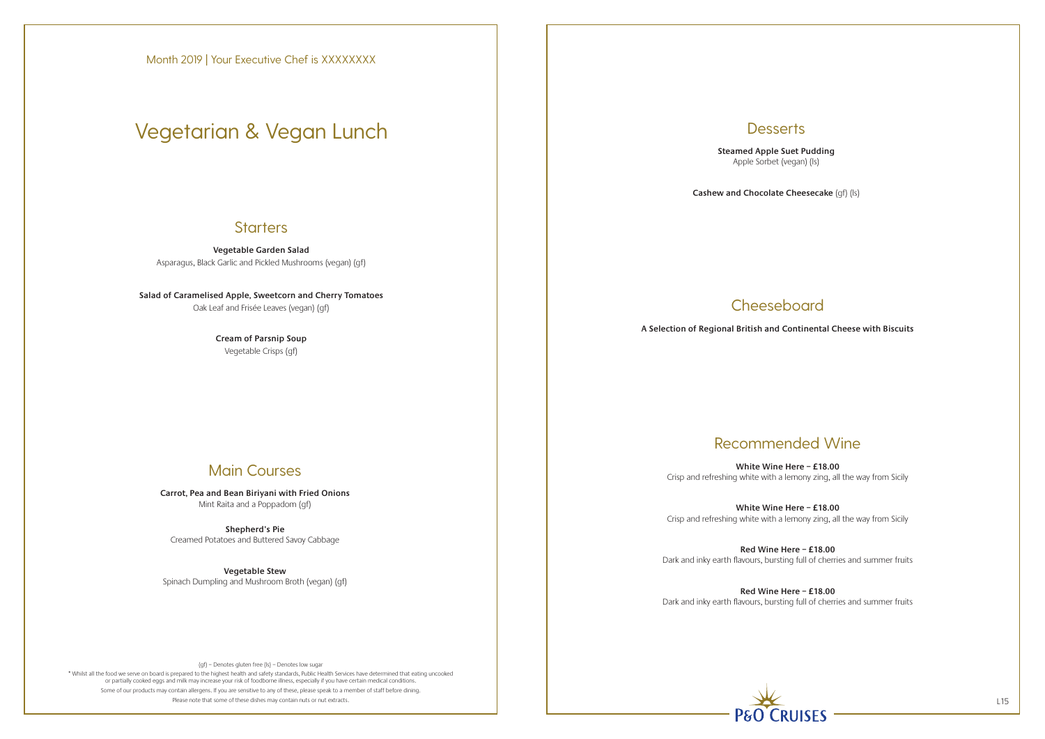Month 2019 | Your Executive Chef is XXXXXXXX

# Vegetarian & Vegan Lunch

## Starters

**Vegetable Garden Salad**
Asparagus, Black Garlic and Pickled Mushrooms (vegan) (gf)

**Salad of Caramelised Apple, Sweetcorn and Cherry Tomatoes**
Oak Leaf and Frisée Leaves (vegan) (gf)

**Cream of Parsnip Soup**
Vegetable Crisps (gf)

## Main Courses

**Carrot, Pea and Bean Biriyani with Fried Onions**
Mint Raita and a Poppadom (gf)

**Shepherd's Pie**
Creamed Potatoes and Buttered Savoy Cabbage

**Vegetable Stew**
Spinach Dumpling and Mushroom Broth (vegan) (gf)

(gf) – Denotes gluten free (ls) – Denotes low sugar

* Whilst all the food we serve on board is prepared to the highest health and safety standards, Public Health Services have determined that eating uncooked or partially cooked eggs and milk may increase your risk of foodborne illness, especially if you have certain medical conditions.

Some of our products may contain allergens. If you are sensitive to any of these, please speak to a member of staff before dining.

Please note that some of these dishes may contain nuts or nut extracts.

## Desserts

**Steamed Apple Suet Pudding**
Apple Sorbet (vegan) (ls)

**Cashew and Chocolate Cheesecake** (gf) (ls)

## Cheeseboard

**A Selection of Regional British and Continental Cheese with Biscuits**

## Recommended Wine

**White Wine Here – £18.00**
Crisp and refreshing white with a lemony zing, all the way from Sicily

**White Wine Here – £18.00**
Crisp and refreshing white with a lemony zing, all the way from Sicily

**Red Wine Here – £18.00**
Dark and inky earth flavours, bursting full of cherries and summer fruits

**Red Wine Here – £18.00**
Dark and inky earth flavours, bursting full of cherries and summer fruits

P&O CRUISES

L15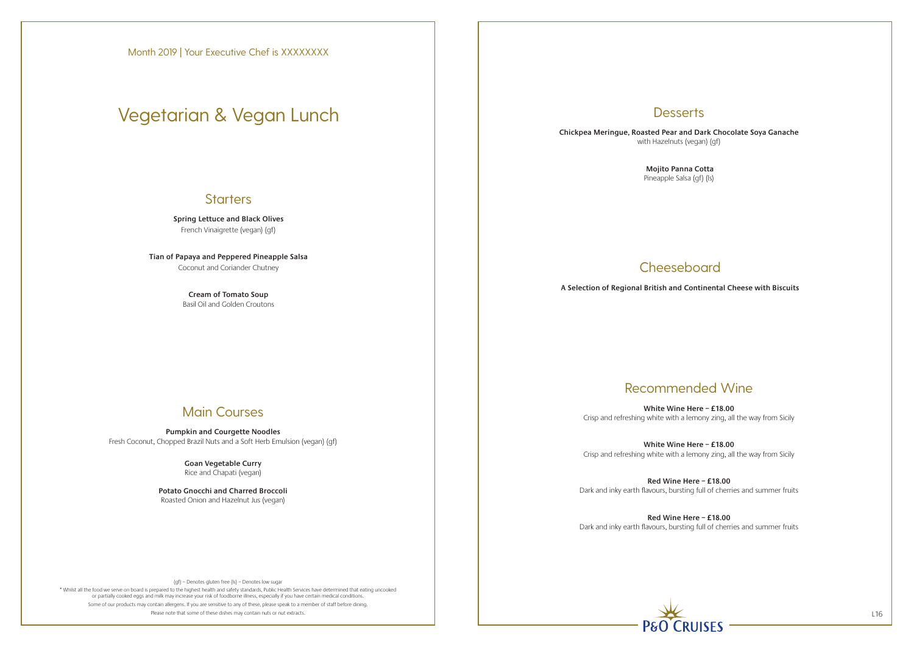Month 2019 | Your Executive Chef is XXXXXXXX

# Vegetarian & Vegan Lunch

## Starters

**Spring Lettuce and Black Olives**
French Vinaigrette (vegan) (gf)

**Tian of Papaya and Peppered Pineapple Salsa**
Coconut and Coriander Chutney

**Cream of Tomato Soup**
Basil Oil and Golden Croutons

## Main Courses

**Pumpkin and Courgette Noodles**
Fresh Coconut, Chopped Brazil Nuts and a Soft Herb Emulsion (vegan) (gf)

**Goan Vegetable Curry**
Rice and Chapati (vegan)

**Potato Gnocchi and Charred Broccoli**
Roasted Onion and Hazelnut Jus (vegan)

(gf) – Denotes gluten free (ls) – Denotes low sugar

* Whilst all the food we serve on board is prepared to the highest health and safety standards, Public Health Services have determined that eating uncooked or partially cooked eggs and milk may increase your risk of foodborne illness, especially if you have certain medical conditions.

Some of our products may contain allergens. If you are sensitive to any of these, please speak to a member of staff before dining.

Please note that some of these dishes may contain nuts or nut extracts.

## Desserts

**Chickpea Meringue, Roasted Pear and Dark Chocolate Soya Ganache**
with Hazelnuts (vegan) (gf)

**Mojito Panna Cotta**
Pineapple Salsa (gf) (ls)

## Cheeseboard

**A Selection of Regional British and Continental Cheese with Biscuits**

## Recommended Wine

**White Wine Here – £18.00**
Crisp and refreshing white with a lemony zing, all the way from Sicily

**White Wine Here – £18.00**
Crisp and refreshing white with a lemony zing, all the way from Sicily

**Red Wine Here – £18.00**
Dark and inky earth flavours, bursting full of cherries and summer fruits

**Red Wine Here – £18.00**
Dark and inky earth flavours, bursting full of cherries and summer fruits

P&O CRUISES

L16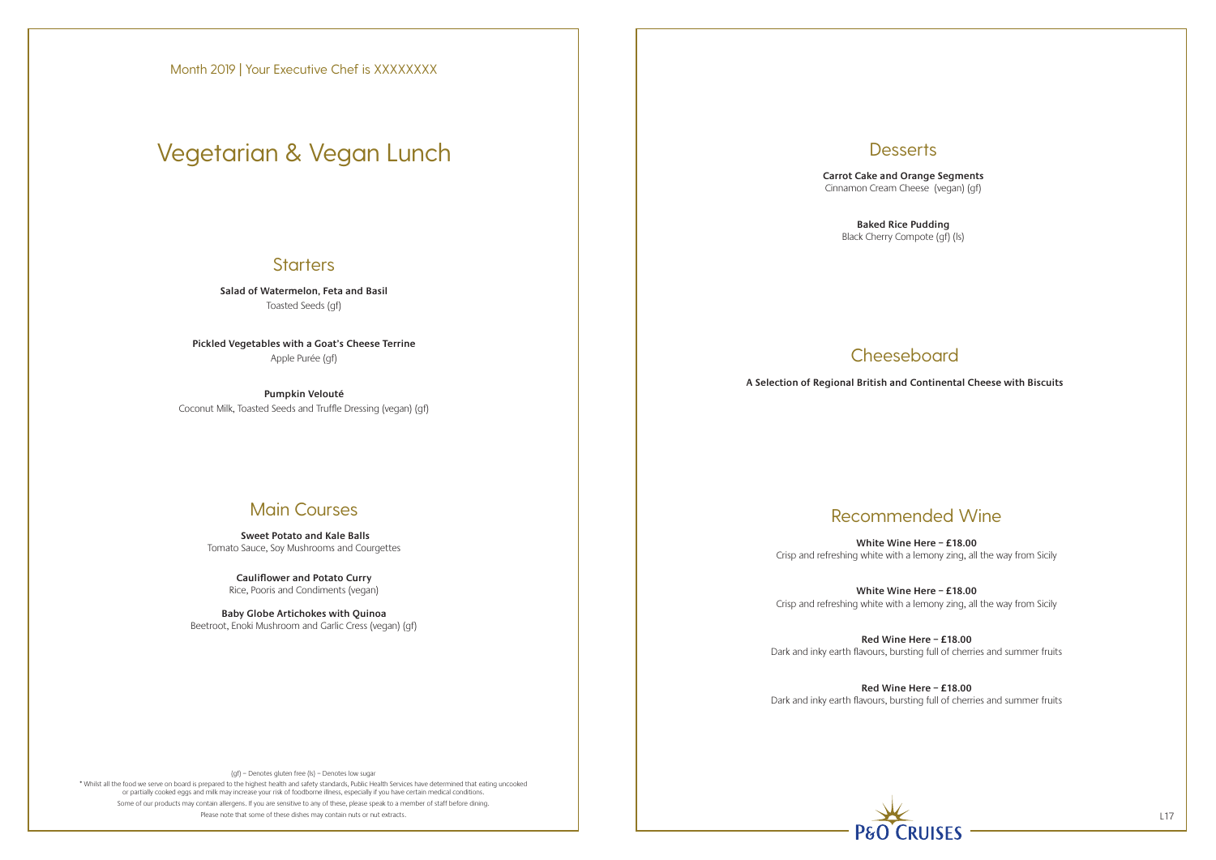Month 2019 | Your Executive Chef is XXXXXXXX

# Vegetarian & Vegan Lunch

## Starters

**Salad of Watermelon, Feta and Basil**
Toasted Seeds (gf)

**Pickled Vegetables with a Goat's Cheese Terrine**
Apple Purée (gf)

**Pumpkin Velouté**
Coconut Milk, Toasted Seeds and Truffle Dressing (vegan) (gf)

## Main Courses

**Sweet Potato and Kale Balls**
Tomato Sauce, Soy Mushrooms and Courgettes

**Cauliflower and Potato Curry**
Rice, Pooris and Condiments (vegan)

**Baby Globe Artichokes with Quinoa**
Beetroot, Enoki Mushroom and Garlic Cress (vegan) (gf)

(gf) – Denotes gluten free (ls) – Denotes low sugar

* Whilst all the food we serve on board is prepared to the highest health and safety standards, Public Health Services have determined that eating uncooked or partially cooked eggs and milk may increase your risk of foodborne illness, especially if you have certain medical conditions.

Some of our products may contain allergens. If you are sensitive to any of these, please speak to a member of staff before dining.

Please note that some of these dishes may contain nuts or nut extracts.

## Desserts

**Carrot Cake and Orange Segments**
Cinnamon Cream Cheese (vegan) (gf)

**Baked Rice Pudding**
Black Cherry Compote (gf) (ls)

## Cheeseboard

**A Selection of Regional British and Continental Cheese with Biscuits**

## Recommended Wine

**White Wine Here – £18.00**
Crisp and refreshing white with a lemony zing, all the way from Sicily

**White Wine Here – £18.00**
Crisp and refreshing white with a lemony zing, all the way from Sicily

**Red Wine Here – £18.00**
Dark and inky earth flavours, bursting full of cherries and summer fruits

**Red Wine Here – £18.00**
Dark and inky earth flavours, bursting full of cherries and summer fruits

P&O CRUISES

L17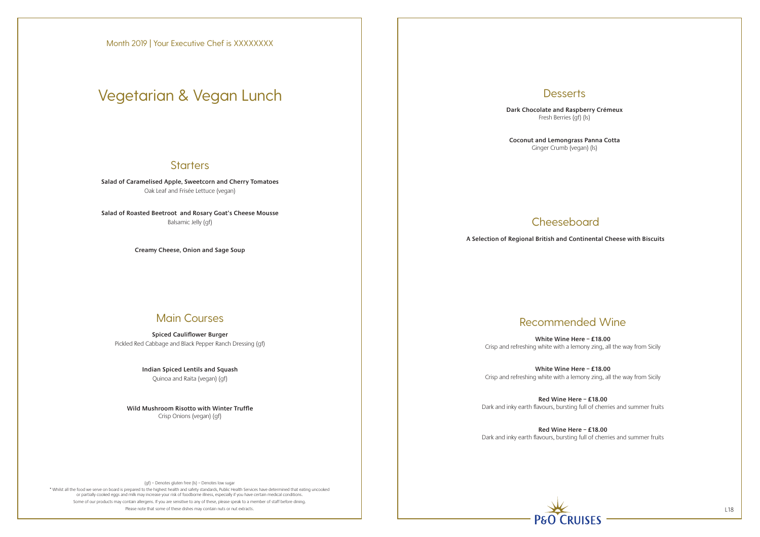Month 2019 | Your Executive Chef is XXXXXXXX

# Vegetarian & Vegan Lunch

## Starters

**Salad of Caramelised Apple, Sweetcorn and Cherry Tomatoes**
Oak Leaf and Frisée Lettuce (vegan)

**Salad of Roasted Beetroot and Rosary Goat's Cheese Mousse**
Balsamic Jelly (gf)

**Creamy Cheese, Onion and Sage Soup**

## Main Courses

**Spiced Cauliflower Burger**
Pickled Red Cabbage and Black Pepper Ranch Dressing (gf)

**Indian Spiced Lentils and Squash**
Quinoa and Raita (vegan) (gf)

**Wild Mushroom Risotto with Winter Truffle**
Crisp Onions (vegan) (gf)

(gf) – Denotes gluten free (ls) – Denotes low sugar

* Whilst all the food we serve on board is prepared to the highest health and safety standards, Public Health Services have determined that eating uncooked or partially cooked eggs and milk may increase your risk of foodborne illness, especially if you have certain medical conditions.

Some of our products may contain allergens. If you are sensitive to any of these, please speak to a member of staff before dining.

Please note that some of these dishes may contain nuts or nut extracts.

## Desserts

**Dark Chocolate and Raspberry Crémeux**
Fresh Berries (gf) (ls)

**Coconut and Lemongrass Panna Cotta**
Ginger Crumb (vegan) (ls)

## Cheeseboard

**A Selection of Regional British and Continental Cheese with Biscuits**

## Recommended Wine

**White Wine Here – £18.00**
Crisp and refreshing white with a lemony zing, all the way from Sicily

**White Wine Here – £18.00**
Crisp and refreshing white with a lemony zing, all the way from Sicily

**Red Wine Here – £18.00**
Dark and inky earth flavours, bursting full of cherries and summer fruits

**Red Wine Here – £18.00**
Dark and inky earth flavours, bursting full of cherries and summer fruits

P&O CRUISES

L18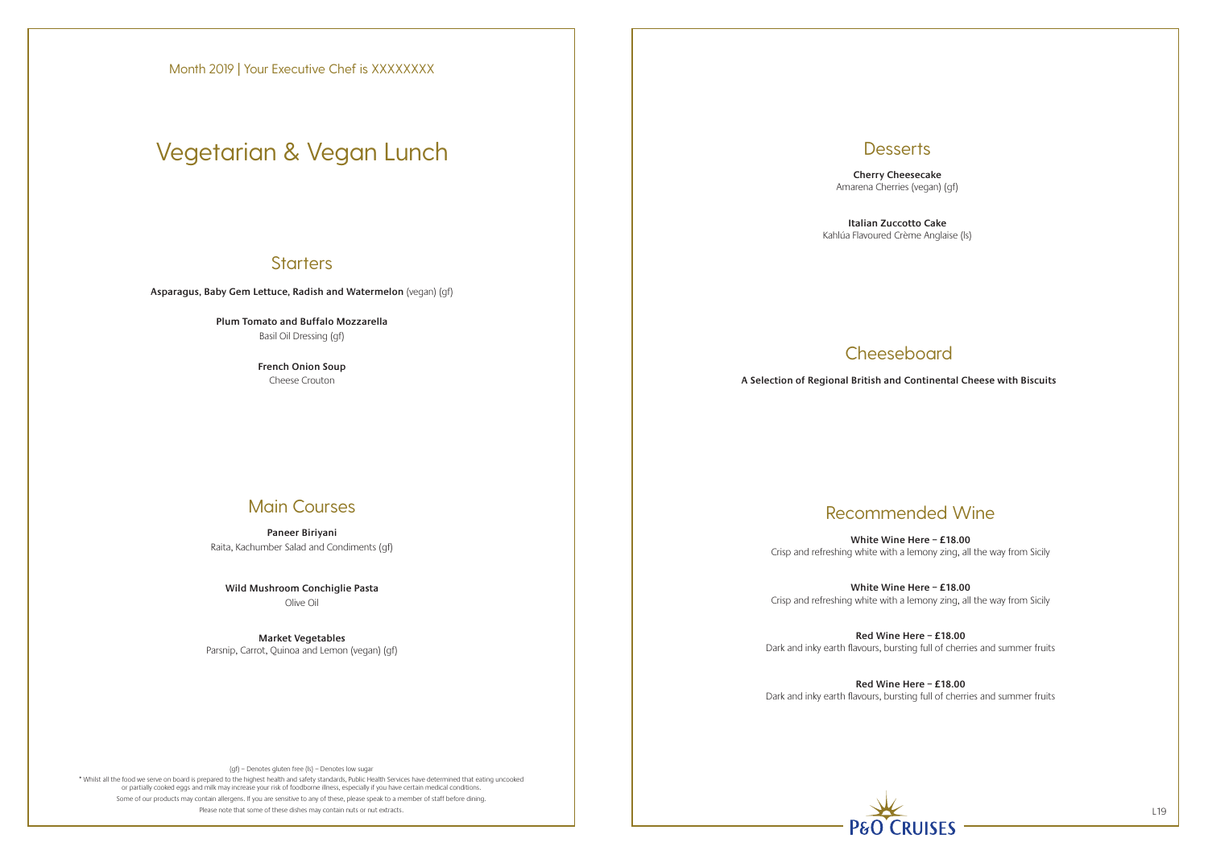Month 2019 | Your Executive Chef is XXXXXXXX

# Vegetarian & Vegan Lunch

## Starters

**Asparagus, Baby Gem Lettuce, Radish and Watermelon** (vegan) (gf)

**Plum Tomato and Buffalo Mozzarella**
Basil Oil Dressing (gf)

**French Onion Soup**
Cheese Crouton

## Main Courses

**Paneer Biriyani**
Raita, Kachumber Salad and Condiments (gf)

**Wild Mushroom Conchiglie Pasta**
Olive Oil

**Market Vegetables**
Parsnip, Carrot, Quinoa and Lemon (vegan) (gf)

(gf) – Denotes gluten free (ls) – Denotes low sugar

* Whilst all the food we serve on board is prepared to the highest health and safety standards, Public Health Services have determined that eating uncooked or partially cooked eggs and milk may increase your risk of foodborne illness, especially if you have certain medical conditions.

Some of our products may contain allergens. If you are sensitive to any of these, please speak to a member of staff before dining.

Please note that some of these dishes may contain nuts or nut extracts.

## Desserts

**Cherry Cheesecake**
Amarena Cherries (vegan) (gf)

**Italian Zuccotto Cake**
Kahlúa Flavoured Crème Anglaise (ls)

## Cheeseboard

**A Selection of Regional British and Continental Cheese with Biscuits**

## Recommended Wine

**White Wine Here – £18.00**
Crisp and refreshing white with a lemony zing, all the way from Sicily

**White Wine Here – £18.00**
Crisp and refreshing white with a lemony zing, all the way from Sicily

**Red Wine Here – £18.00**
Dark and inky earth flavours, bursting full of cherries and summer fruits

**Red Wine Here – £18.00**
Dark and inky earth flavours, bursting full of cherries and summer fruits

P&O CRUISES

L19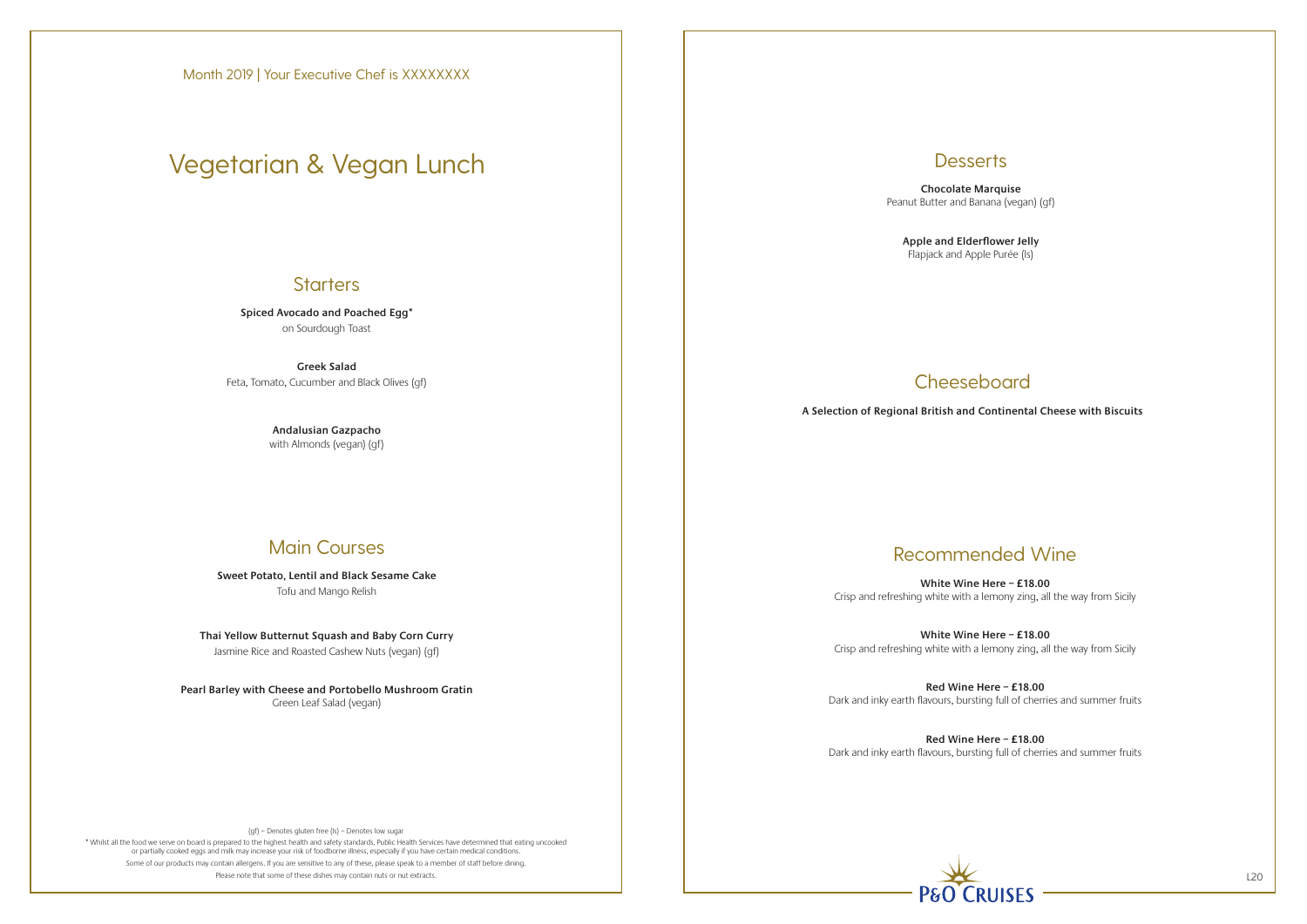Month 2019 | Your Executive Chef is XXXXXXXX

# Vegetarian & Vegan Lunch

## Starters

**Spiced Avocado and Poached Egg***
on Sourdough Toast

**Greek Salad**
Feta, Tomato, Cucumber and Black Olives (gf)

**Andalusian Gazpacho**
with Almonds (vegan) (gf)

## Main Courses

**Sweet Potato, Lentil and Black Sesame Cake**
Tofu and Mango Relish

**Thai Yellow Butternut Squash and Baby Corn Curry**
Jasmine Rice and Roasted Cashew Nuts (vegan) (gf)

**Pearl Barley with Cheese and Portobello Mushroom Gratin**
Green Leaf Salad (vegan)

(gf) – Denotes gluten free (ls) – Denotes low sugar

* Whilst all the food we serve on board is prepared to the highest health and safety standards, Public Health Services have determined that eating uncooked or partially cooked eggs and milk may increase your risk of foodborne illness, especially if you have certain medical conditions.

Some of our products may contain allergens. If you are sensitive to any of these, please speak to a member of staff before dining.

Please note that some of these dishes may contain nuts or nut extracts.

## Desserts

**Chocolate Marquise**
Peanut Butter and Banana (vegan) (gf)

**Apple and Elderflower Jelly**
Flapjack and Apple Purée (ls)

## Cheeseboard

**A Selection of Regional British and Continental Cheese with Biscuits**

## Recommended Wine

**White Wine Here – £18.00**
Crisp and refreshing white with a lemony zing, all the way from Sicily

**White Wine Here – £18.00**
Crisp and refreshing white with a lemony zing, all the way from Sicily

**Red Wine Here – £18.00**
Dark and inky earth flavours, bursting full of cherries and summer fruits

**Red Wine Here – £18.00**
Dark and inky earth flavours, bursting full of cherries and summer fruits

P&O CRUISES

L20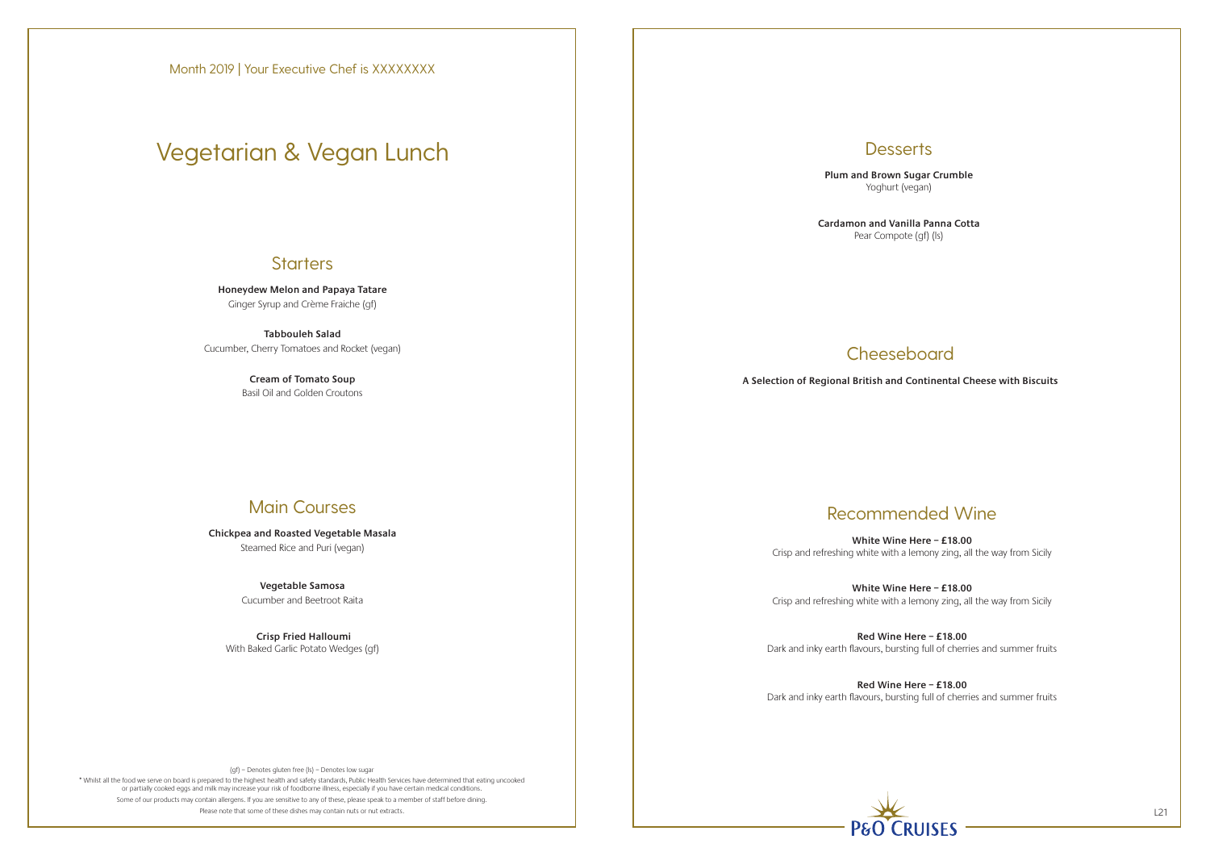Month 2019 | Your Executive Chef is XXXXXXXX

# Vegetarian & Vegan Lunch

## Starters

**Honeydew Melon and Papaya Tatare**
Ginger Syrup and Crème Fraiche (gf)

**Tabbouleh Salad**
Cucumber, Cherry Tomatoes and Rocket (vegan)

**Cream of Tomato Soup**
Basil Oil and Golden Croutons

## Main Courses

**Chickpea and Roasted Vegetable Masala**
Steamed Rice and Puri (vegan)

**Vegetable Samosa**
Cucumber and Beetroot Raita

**Crisp Fried Halloumi**
With Baked Garlic Potato Wedges (gf)

(gf) – Denotes gluten free (ls) – Denotes low sugar

* Whilst all the food we serve on board is prepared to the highest health and safety standards, Public Health Services have determined that eating uncooked or partially cooked eggs and milk may increase your risk of foodborne illness, especially if you have certain medical conditions.

Some of our products may contain allergens. If you are sensitive to any of these, please speak to a member of staff before dining.

Please note that some of these dishes may contain nuts or nut extracts.

## Desserts

**Plum and Brown Sugar Crumble**
Yoghurt (vegan)

**Cardamon and Vanilla Panna Cotta**
Pear Compote (gf) (ls)

## Cheeseboard

**A Selection of Regional British and Continental Cheese with Biscuits**

## Recommended Wine

**White Wine Here – £18.00**
Crisp and refreshing white with a lemony zing, all the way from Sicily

**White Wine Here – £18.00**
Crisp and refreshing white with a lemony zing, all the way from Sicily

**Red Wine Here – £18.00**
Dark and inky earth flavours, bursting full of cherries and summer fruits

**Red Wine Here – £18.00**
Dark and inky earth flavours, bursting full of cherries and summer fruits

P&O CRUISES

L21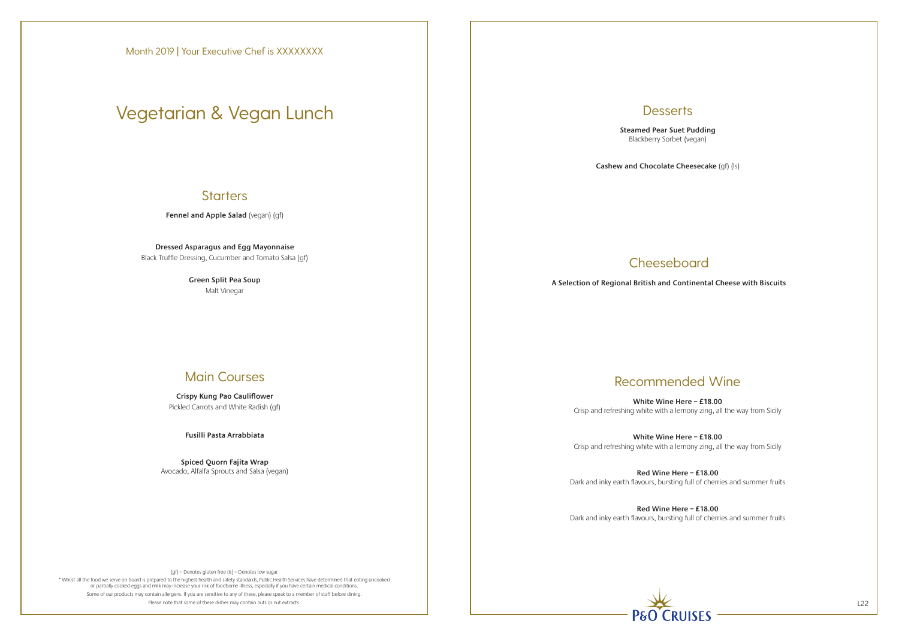Month 2019 | Your Executive Chef is XXXXXXXX

# Vegetarian & Vegan Lunch

## Starters

**Fennel and Apple Salad** (vegan) (gf)

**Dressed Asparagus and Egg Mayonnaise**
Black Truffle Dressing, Cucumber and Tomato Salsa (gf)

**Green Split Pea Soup**
Malt Vinegar

## Main Courses

**Crispy Kung Pao Cauliflower**
Pickled Carrots and White Radish (gf)

**Fusilli Pasta Arrabbiata**

**Spiced Quorn Fajita Wrap**
Avocado, Alfalfa Sprouts and Salsa (vegan)

(gf) – Denotes gluten free (ls) – Denotes low sugar

* Whilst all the food we serve on board is prepared to the highest health and safety standards, Public Health Services have determined that eating uncooked or partially cooked eggs and milk may increase your risk of foodborne illness, especially if you have certain medical conditions.

Some of our products may contain allergens. If you are sensitive to any of these, please speak to a member of staff before dining.

Please note that some of these dishes may contain nuts or nut extracts.

## Desserts

**Steamed Pear Suet Pudding**
Blackberry Sorbet (vegan)

**Cashew and Chocolate Cheesecake** (gf) (ls)

## Cheeseboard

**A Selection of Regional British and Continental Cheese with Biscuits**

## Recommended Wine

**White Wine Here – £18.00**
Crisp and refreshing white with a lemony zing, all the way from Sicily

**White Wine Here – £18.00**
Crisp and refreshing white with a lemony zing, all the way from Sicily

**Red Wine Here – £18.00**
Dark and inky earth flavours, bursting full of cherries and summer fruits

**Red Wine Here – £18.00**
Dark and inky earth flavours, bursting full of cherries and summer fruits

P&O CRUISES

L22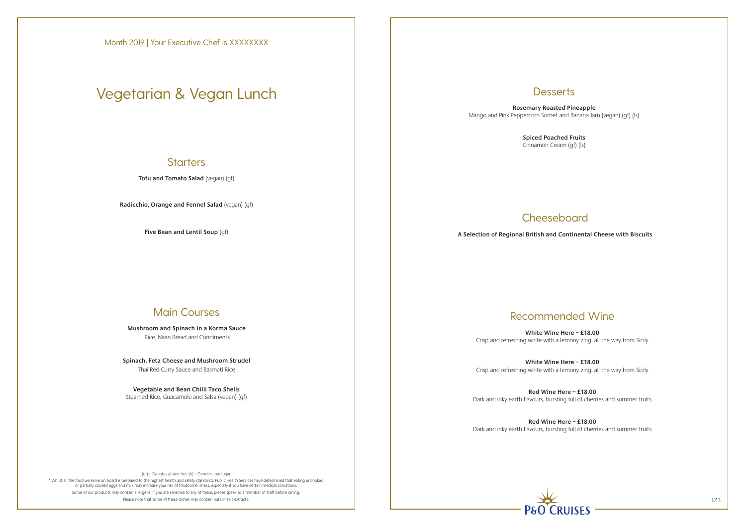Month 2019 | Your Executive Chef is XXXXXXXX

# Vegetarian & Vegan Lunch

## Starters

**Tofu and Tomato Salad** (vegan) (gf)

**Radicchio, Orange and Fennel Salad** (vegan) (gf)

**Five Bean and Lentil Soup** (gf)

## Main Courses

**Mushroom and Spinach in a Korma Sauce**
Rice, Naan Bread and Condiments

**Spinach, Feta Cheese and Mushroom Strudel**
Thai Red Curry Sauce and Basmati Rice

**Vegetable and Bean Chilli Taco Shells**
Steamed Rice, Guacamole and Salsa (vegan) (gf)

(gf) – Denotes gluten free (ls) – Denotes low sugar

* Whilst all the food we serve on board is prepared to the highest health and safety standards, Public Health Services have determined that eating uncooked or partially cooked eggs and milk may increase your risk of foodborne illness, especially if you have certain medical conditions.

Some of our products may contain allergens. If you are sensitive to any of these, please speak to a member of staff before dining.

Please note that some of these dishes may contain nuts or nut extracts.

## Desserts

**Rosemary Roasted Pineapple**
Mango and Pink Peppercorn Sorbet and Banana Jam (vegan) (gf) (ls)

**Spiced Poached Fruits**
Cinnamon Cream (gf) (ls)

## Cheeseboard

**A Selection of Regional British and Continental Cheese with Biscuits**

## Recommended Wine

**White Wine Here – £18.00**
Crisp and refreshing white with a lemony zing, all the way from Sicily

**White Wine Here – £18.00**
Crisp and refreshing white with a lemony zing, all the way from Sicily

**Red Wine Here – £18.00**
Dark and inky earth flavours, bursting full of cherries and summer fruits

**Red Wine Here – £18.00**
Dark and inky earth flavours, bursting full of cherries and summer fruits

P&O CRUISES

L23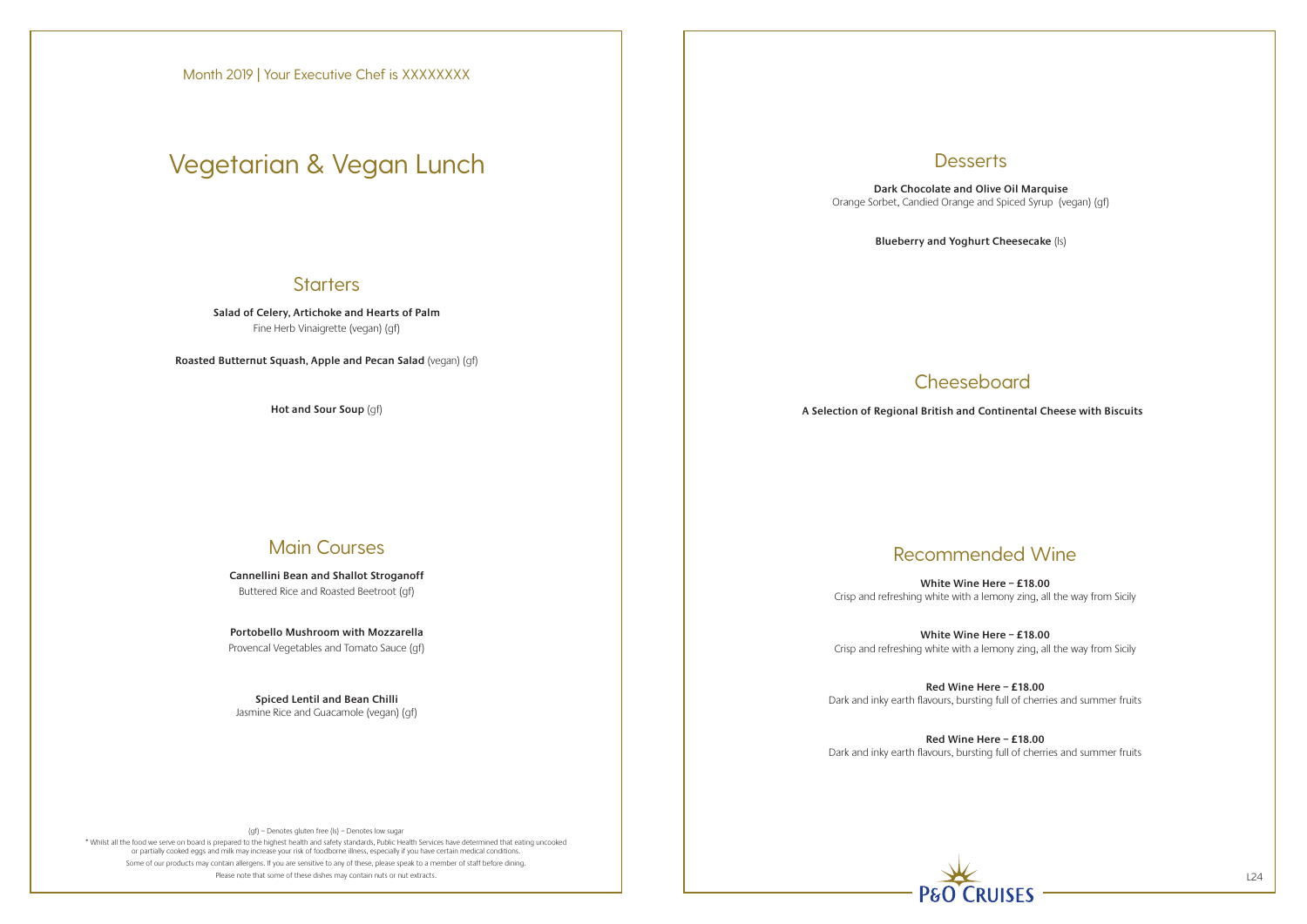Month 2019 | Your Executive Chef is XXXXXXXX

# Vegetarian & Vegan Lunch

## Starters

**Salad of Celery, Artichoke and Hearts of Palm**
Fine Herb Vinaigrette (vegan) (gf)

**Roasted Butternut Squash, Apple and Pecan Salad** (vegan) (gf)

**Hot and Sour Soup** (gf)

## Main Courses

**Cannellini Bean and Shallot Stroganoff**
Buttered Rice and Roasted Beetroot (gf)

**Portobello Mushroom with Mozzarella**
Provencal Vegetables and Tomato Sauce (gf)

**Spiced Lentil and Bean Chilli**
Jasmine Rice and Guacamole (vegan) (gf)

(gf) – Denotes gluten free (ls) – Denotes low sugar

* Whilst all the food we serve on board is prepared to the highest health and safety standards, Public Health Services have determined that eating uncooked or partially cooked eggs and milk may increase your risk of foodborne illness, especially if you have certain medical conditions.

Some of our products may contain allergens. If you are sensitive to any of these, please speak to a member of staff before dining.

Please note that some of these dishes may contain nuts or nut extracts.

## Desserts

**Dark Chocolate and Olive Oil Marquise**
Orange Sorbet, Candied Orange and Spiced Syrup (vegan) (gf)

**Blueberry and Yoghurt Cheesecake** (ls)

## Cheeseboard

**A Selection of Regional British and Continental Cheese with Biscuits**

## Recommended Wine

**White Wine Here – £18.00**
Crisp and refreshing white with a lemony zing, all the way from Sicily

**White Wine Here – £18.00**
Crisp and refreshing white with a lemony zing, all the way from Sicily

**Red Wine Here – £18.00**
Dark and inky earth flavours, bursting full of cherries and summer fruits

**Red Wine Here – £18.00**
Dark and inky earth flavours, bursting full of cherries and summer fruits

P&O CRUISES

L24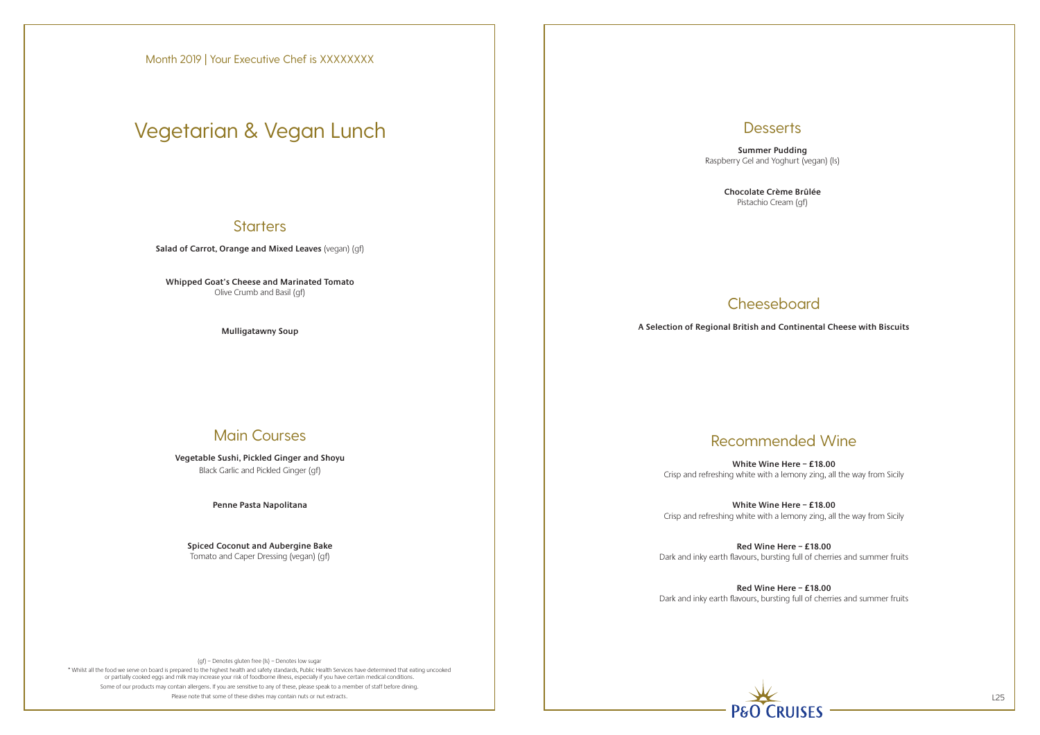Month 2019 | Your Executive Chef is XXXXXXXX

# Vegetarian & Vegan Lunch

## Starters

**Salad of Carrot, Orange and Mixed Leaves** (vegan) (gf)

**Whipped Goat's Cheese and Marinated Tomato**
Olive Crumb and Basil (gf)

**Mulligatawny Soup**

## Main Courses

**Vegetable Sushi, Pickled Ginger and Shoyu**
Black Garlic and Pickled Ginger (gf)

**Penne Pasta Napolitana**

**Spiced Coconut and Aubergine Bake**
Tomato and Caper Dressing (vegan) (gf)

(gf) – Denotes gluten free (ls) – Denotes low sugar

* Whilst all the food we serve on board is prepared to the highest health and safety standards, Public Health Services have determined that eating uncooked or partially cooked eggs and milk may increase your risk of foodborne illness, especially if you have certain medical conditions.

Some of our products may contain allergens. If you are sensitive to any of these, please speak to a member of staff before dining.

Please note that some of these dishes may contain nuts or nut extracts.

## Desserts

**Summer Pudding**
Raspberry Gel and Yoghurt (vegan) (ls)

**Chocolate Crème Brûlée**
Pistachio Cream (gf)

## Cheeseboard

**A Selection of Regional British and Continental Cheese with Biscuits**

## Recommended Wine

**White Wine Here – £18.00**
Crisp and refreshing white with a lemony zing, all the way from Sicily

**White Wine Here – £18.00**
Crisp and refreshing white with a lemony zing, all the way from Sicily

**Red Wine Here – £18.00**
Dark and inky earth flavours, bursting full of cherries and summer fruits

**Red Wine Here – £18.00**
Dark and inky earth flavours, bursting full of cherries and summer fruits

P&O CRUISES

L25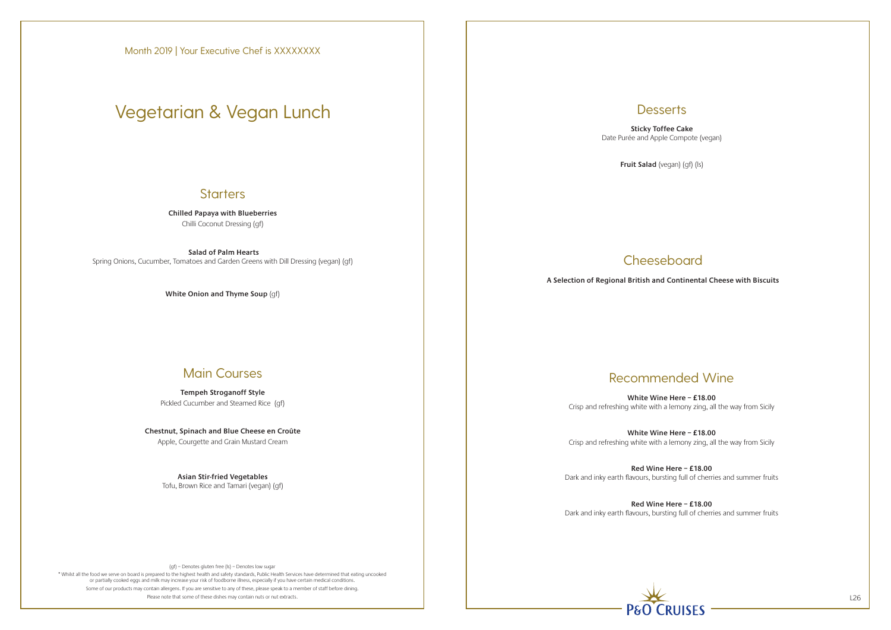Month 2019 | Your Executive Chef is XXXXXXXX

# Vegetarian & Vegan Lunch

## Starters

**Chilled Papaya with Blueberries**
Chilli Coconut Dressing (gf)

**Salad of Palm Hearts**
Spring Onions, Cucumber, Tomatoes and Garden Greens with Dill Dressing (vegan) (gf)

**White Onion and Thyme Soup** (gf)

## Main Courses

**Tempeh Stroganoff Style**
Pickled Cucumber and Steamed Rice (gf)

**Chestnut, Spinach and Blue Cheese en Croûte**
Apple, Courgette and Grain Mustard Cream

**Asian Stir-fried Vegetables**
Tofu, Brown Rice and Tamari (vegan) (gf)

(gf) – Denotes gluten free (ls) – Denotes low sugar

* Whilst all the food we serve on board is prepared to the highest health and safety standards, Public Health Services have determined that eating uncooked or partially cooked eggs and milk may increase your risk of foodborne illness, especially if you have certain medical conditions.

Some of our products may contain allergens. If you are sensitive to any of these, please speak to a member of staff before dining.

Please note that some of these dishes may contain nuts or nut extracts.

## Desserts

**Sticky Toffee Cake**
Date Purée and Apple Compote (vegan)

**Fruit Salad** (vegan) (gf) (ls)

## Cheeseboard

**A Selection of Regional British and Continental Cheese with Biscuits**

## Recommended Wine

**White Wine Here – £18.00**
Crisp and refreshing white with a lemony zing, all the way from Sicily

**White Wine Here – £18.00**
Crisp and refreshing white with a lemony zing, all the way from Sicily

**Red Wine Here – £18.00**
Dark and inky earth flavours, bursting full of cherries and summer fruits

**Red Wine Here – £18.00**
Dark and inky earth flavours, bursting full of cherries and summer fruits

P&O CRUISES

L26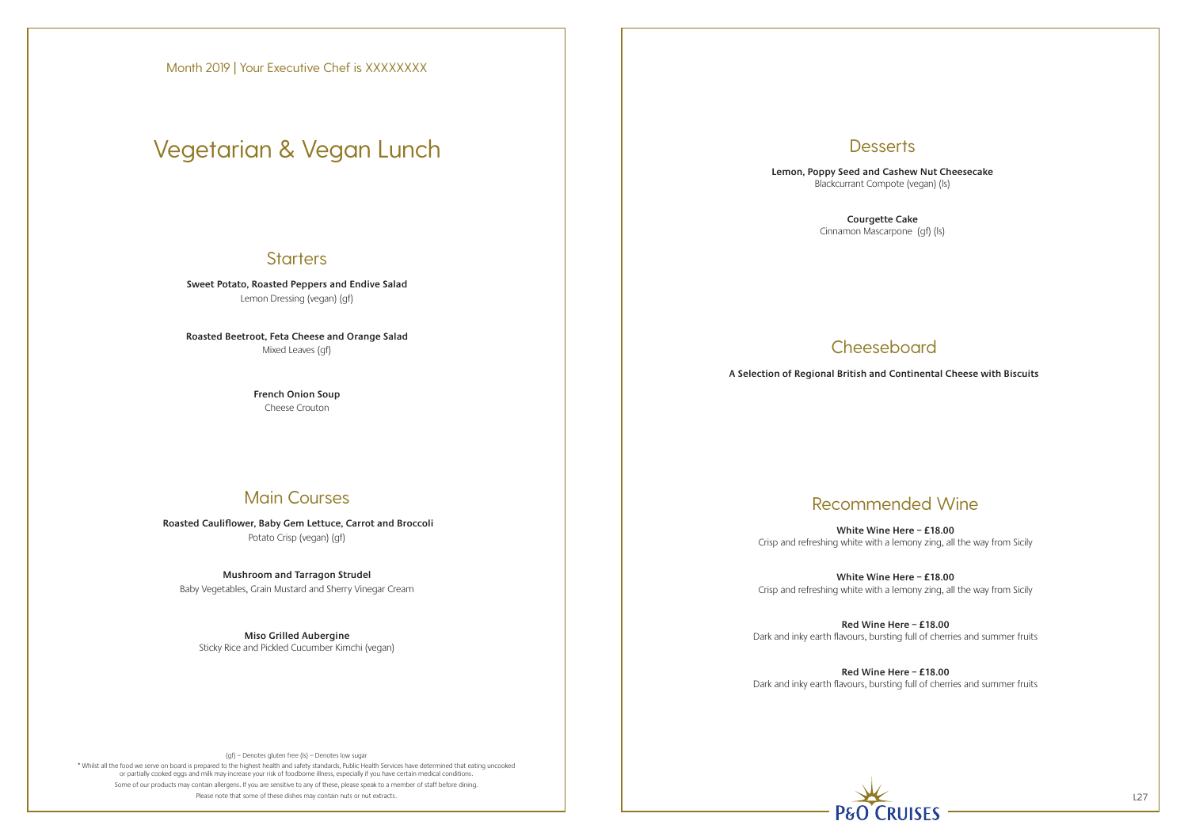Month 2019 | Your Executive Chef is XXXXXXXX

# Vegetarian & Vegan Lunch

## Starters

**Sweet Potato, Roasted Peppers and Endive Salad**
Lemon Dressing (vegan) (gf)

**Roasted Beetroot, Feta Cheese and Orange Salad**
Mixed Leaves (gf)

**French Onion Soup**
Cheese Crouton

## Main Courses

**Roasted Cauliflower, Baby Gem Lettuce, Carrot and Broccoli**
Potato Crisp (vegan) (gf)

**Mushroom and Tarragon Strudel**
Baby Vegetables, Grain Mustard and Sherry Vinegar Cream

**Miso Grilled Aubergine**
Sticky Rice and Pickled Cucumber Kimchi (vegan)

(gf) – Denotes gluten free (ls) – Denotes low sugar

* Whilst all the food we serve on board is prepared to the highest health and safety standards, Public Health Services have determined that eating uncooked or partially cooked eggs and milk may increase your risk of foodborne illness, especially if you have certain medical conditions.

Some of our products may contain allergens. If you are sensitive to any of these, please speak to a member of staff before dining.

Please note that some of these dishes may contain nuts or nut extracts.

## Desserts

**Lemon, Poppy Seed and Cashew Nut Cheesecake**
Blackcurrant Compote (vegan) (ls)

**Courgette Cake**
Cinnamon Mascarpone (gf) (ls)

## Cheeseboard

**A Selection of Regional British and Continental Cheese with Biscuits**

## Recommended Wine

**White Wine Here – £18.00**
Crisp and refreshing white with a lemony zing, all the way from Sicily

**White Wine Here – £18.00**
Crisp and refreshing white with a lemony zing, all the way from Sicily

**Red Wine Here – £18.00**
Dark and inky earth flavours, bursting full of cherries and summer fruits

**Red Wine Here – £18.00**
Dark and inky earth flavours, bursting full of cherries and summer fruits

P&O CRUISES

L27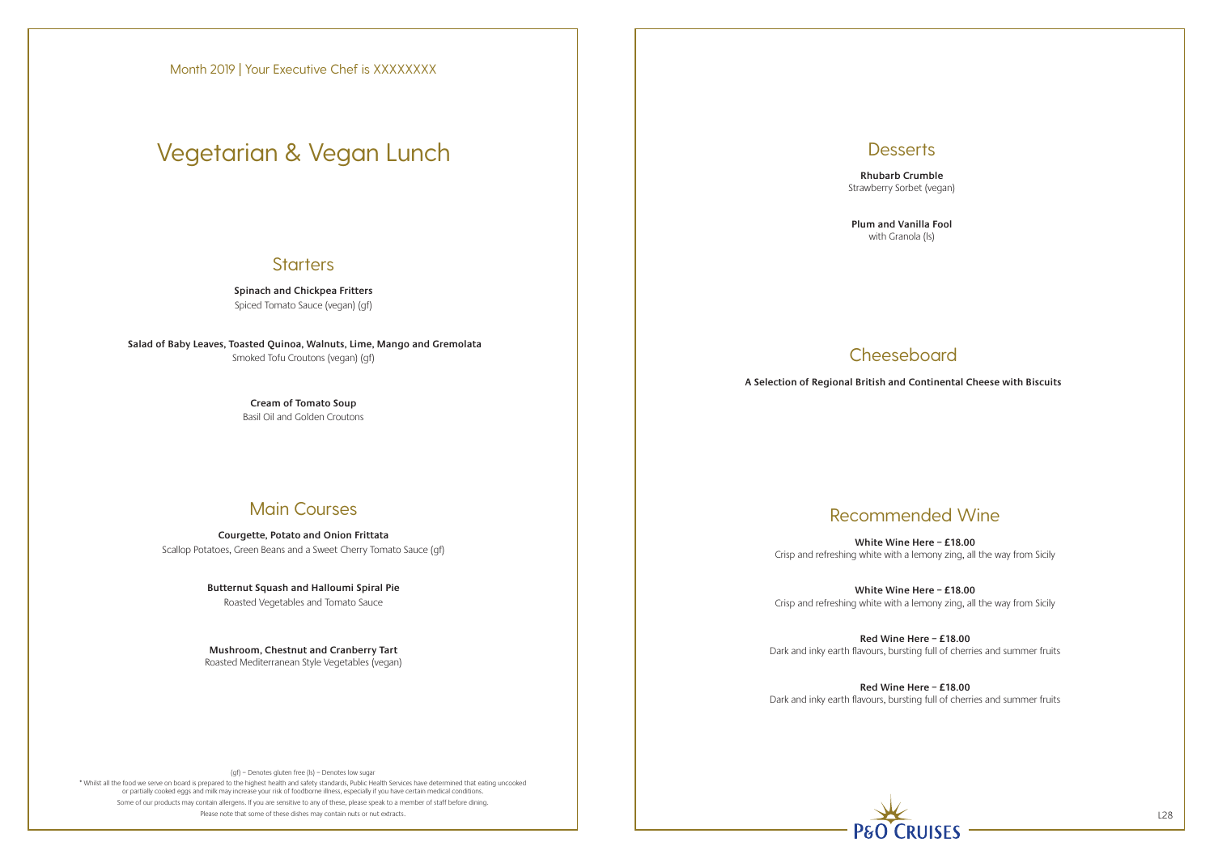Month 2019 | Your Executive Chef is XXXXXXXX

# Vegetarian & Vegan Lunch

## Starters

**Spinach and Chickpea Fritters**
Spiced Tomato Sauce (vegan) (gf)

**Salad of Baby Leaves, Toasted Quinoa, Walnuts, Lime, Mango and Gremolata**
Smoked Tofu Croutons (vegan) (gf)

**Cream of Tomato Soup**
Basil Oil and Golden Croutons

## Main Courses

**Courgette, Potato and Onion Frittata**
Scallop Potatoes, Green Beans and a Sweet Cherry Tomato Sauce (gf)

**Butternut Squash and Halloumi Spiral Pie**
Roasted Vegetables and Tomato Sauce

**Mushroom, Chestnut and Cranberry Tart**
Roasted Mediterranean Style Vegetables (vegan)

(gf) – Denotes gluten free (ls) – Denotes low sugar

* Whilst all the food we serve on board is prepared to the highest health and safety standards, Public Health Services have determined that eating uncooked or partially cooked eggs and milk may increase your risk of foodborne illness, especially if you have certain medical conditions.

Some of our products may contain allergens. If you are sensitive to any of these, please speak to a member of staff before dining.

Please note that some of these dishes may contain nuts or nut extracts.

## Desserts

**Rhubarb Crumble**
Strawberry Sorbet (vegan)

**Plum and Vanilla Fool**
with Granola (ls)

## Cheeseboard

**A Selection of Regional British and Continental Cheese with Biscuits**

## Recommended Wine

**White Wine Here – £18.00**
Crisp and refreshing white with a lemony zing, all the way from Sicily

**White Wine Here – £18.00**
Crisp and refreshing white with a lemony zing, all the way from Sicily

**Red Wine Here – £18.00**
Dark and inky earth flavours, bursting full of cherries and summer fruits

**Red Wine Here – £18.00**
Dark and inky earth flavours, bursting full of cherries and summer fruits

P&O CRUISES

L28